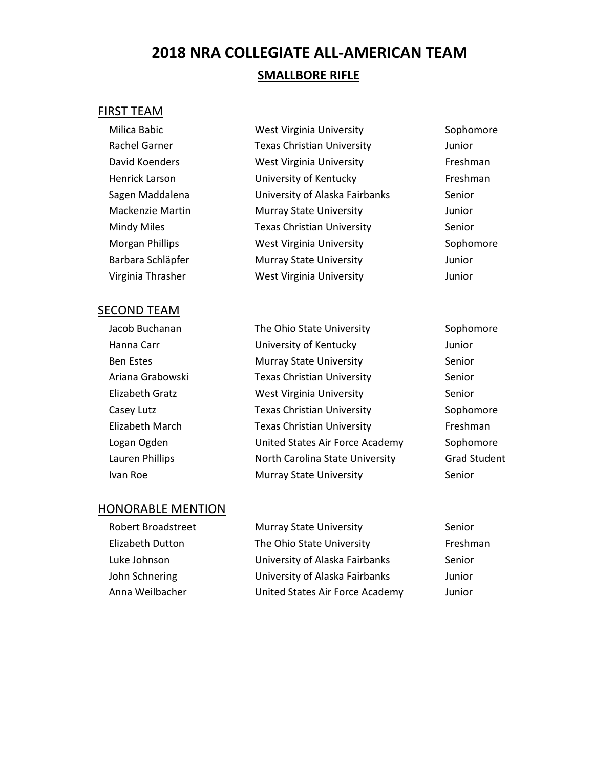# 2018 NRA COLLEGIATE ALL-AMERICAN TEAM

## SMALLBORE RIFLE

### FIRST TEAM

| | | |
|---|---|---|
| Milica Babic | West Virginia University | Sophomore |
| Rachel Garner | Texas Christian University | Junior |
| David Koenders | West Virginia University | Freshman |
| Henrick Larson | University of Kentucky | Freshman |
| Sagen Maddalena | University of Alaska Fairbanks | Senior |
| Mackenzie Martin | Murray State University | Junior |
| Mindy Miles | Texas Christian University | Senior |
| Morgan Phillips | West Virginia University | Sophomore |
| Barbara Schläpfer | Murray State University | Junior |
| Virginia Thrasher | West Virginia University | Junior |

### SECOND TEAM

| | | |
|---|---|---|
| Jacob Buchanan | The Ohio State University | Sophomore |
| Hanna Carr | University of Kentucky | Junior |
| Ben Estes | Murray State University | Senior |
| Ariana Grabowski | Texas Christian University | Senior |
| Elizabeth Gratz | West Virginia University | Senior |
| Casey Lutz | Texas Christian University | Sophomore |
| Elizabeth March | Texas Christian University | Freshman |
| Logan Ogden | United States Air Force Academy | Sophomore |
| Lauren Phillips | North Carolina State University | Grad Student |
| Ivan Roe | Murray State University | Senior |

### HONORABLE MENTION

| | | |
|---|---|---|
| Robert Broadstreet | Murray State University | Senior |
| Elizabeth Dutton | The Ohio State University | Freshman |
| Luke Johnson | University of Alaska Fairbanks | Senior |
| John Schnering | University of Alaska Fairbanks | Junior |
| Anna Weilbacher | United States Air Force Academy | Junior |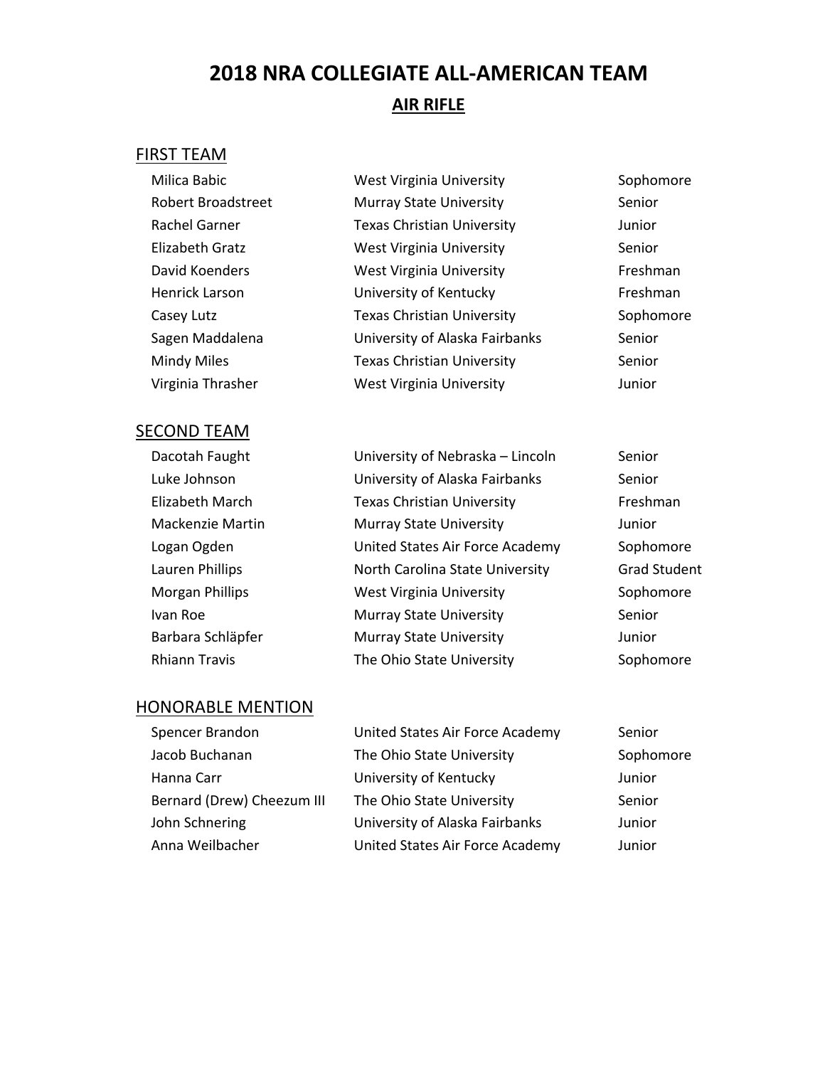# 2018 NRA COLLEGIATE ALL-AMERICAN TEAM

## AIR RIFLE

### FIRST TEAM

| Name | School | Class |
|---|---|---|
| Milica Babic | West Virginia University | Sophomore |
| Robert Broadstreet | Murray State University | Senior |
| Rachel Garner | Texas Christian University | Junior |
| Elizabeth Gratz | West Virginia University | Senior |
| David Koenders | West Virginia University | Freshman |
| Henrick Larson | University of Kentucky | Freshman |
| Casey Lutz | Texas Christian University | Sophomore |
| Sagen Maddalena | University of Alaska Fairbanks | Senior |
| Mindy Miles | Texas Christian University | Senior |
| Virginia Thrasher | West Virginia University | Junior |

### SECOND TEAM

| Name | School | Class |
|---|---|---|
| Dacotah Faught | University of Nebraska – Lincoln | Senior |
| Luke Johnson | University of Alaska Fairbanks | Senior |
| Elizabeth March | Texas Christian University | Freshman |
| Mackenzie Martin | Murray State University | Junior |
| Logan Ogden | United States Air Force Academy | Sophomore |
| Lauren Phillips | North Carolina State University | Grad Student |
| Morgan Phillips | West Virginia University | Sophomore |
| Ivan Roe | Murray State University | Senior |
| Barbara Schläpfer | Murray State University | Junior |
| Rhiann Travis | The Ohio State University | Sophomore |

### HONORABLE MENTION

| Name | School | Class |
|---|---|---|
| Spencer Brandon | United States Air Force Academy | Senior |
| Jacob Buchanan | The Ohio State University | Sophomore |
| Hanna Carr | University of Kentucky | Junior |
| Bernard (Drew) Cheezum III | The Ohio State University | Senior |
| John Schnering | University of Alaska Fairbanks | Junior |
| Anna Weilbacher | United States Air Force Academy | Junior |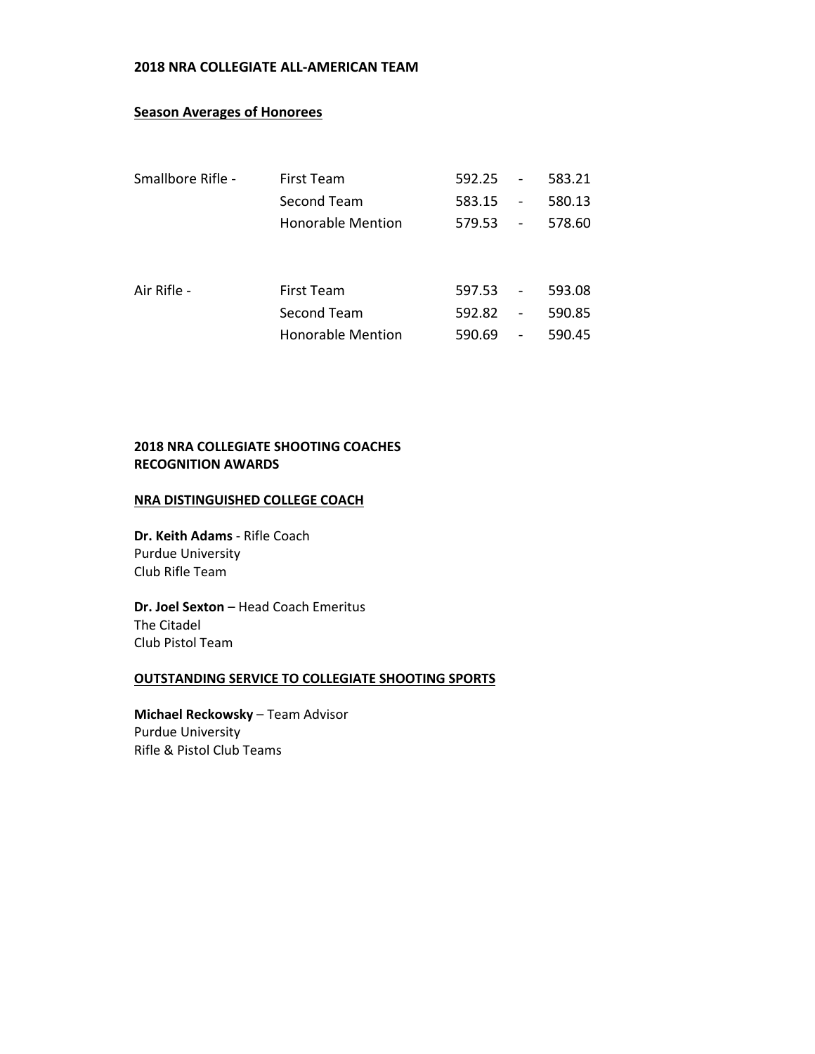**2018 NRA COLLEGIATE ALL-AMERICAN TEAM**

**Season Averages of Honorees**

| | | | | |
|---|---|---|---|---|
| Smallbore Rifle - | First Team | 592.25 | - | 583.21 |
| | Second Team | 583.15 | - | 580.13 |
| | Honorable Mention | 579.53 | - | 578.60 |
| Air Rifle - | First Team | 597.53 | - | 593.08 |
| | Second Team | 592.82 | - | 590.85 |
| | Honorable Mention | 590.69 | - | 590.45 |

**2018 NRA COLLEGIATE SHOOTING COACHES RECOGNITION AWARDS**

**NRA DISTINGUISHED COLLEGE COACH**

**Dr. Keith Adams** - Rifle Coach
Purdue University
Club Rifle Team

**Dr. Joel Sexton** – Head Coach Emeritus
The Citadel
Club Pistol Team

**OUTSTANDING SERVICE TO COLLEGIATE SHOOTING SPORTS**

**Michael Reckowsky** – Team Advisor
Purdue University
Rifle & Pistol Club Teams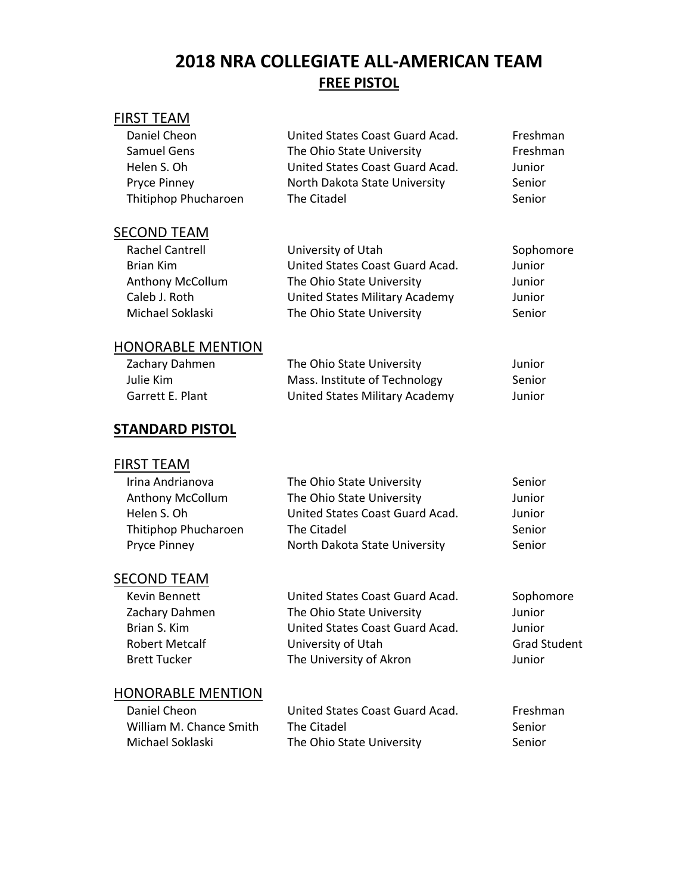# 2018 NRA COLLEGIATE ALL-AMERICAN TEAM

## FREE PISTOL

### FIRST TEAM

| | | |
|---|---|---|
| Daniel Cheon | United States Coast Guard Acad. | Freshman |
| Samuel Gens | The Ohio State University | Freshman |
| Helen S. Oh | United States Coast Guard Acad. | Junior |
| Pryce Pinney | North Dakota State University | Senior |
| Thitiphop Phucharoen | The Citadel | Senior |

### SECOND TEAM

| | | |
|---|---|---|
| Rachel Cantrell | University of Utah | Sophomore |
| Brian Kim | United States Coast Guard Acad. | Junior |
| Anthony McCollum | The Ohio State University | Junior |
| Caleb J. Roth | United States Military Academy | Junior |
| Michael Soklaski | The Ohio State University | Senior |

### HONORABLE MENTION

| | | |
|---|---|---|
| Zachary Dahmen | The Ohio State University | Junior |
| Julie Kim | Mass. Institute of Technology | Senior |
| Garrett E. Plant | United States Military Academy | Junior |

## STANDARD PISTOL

### FIRST TEAM

| | | |
|---|---|---|
| Irina Andrianova | The Ohio State University | Senior |
| Anthony McCollum | The Ohio State University | Junior |
| Helen S. Oh | United States Coast Guard Acad. | Junior |
| Thitiphop Phucharoen | The Citadel | Senior |
| Pryce Pinney | North Dakota State University | Senior |

### SECOND TEAM

| | | |
|---|---|---|
| Kevin Bennett | United States Coast Guard Acad. | Sophomore |
| Zachary Dahmen | The Ohio State University | Junior |
| Brian S. Kim | United States Coast Guard Acad. | Junior |
| Robert Metcalf | University of Utah | Grad Student |
| Brett Tucker | The University of Akron | Junior |

### HONORABLE MENTION

| | | |
|---|---|---|
| Daniel Cheon | United States Coast Guard Acad. | Freshman |
| William M. Chance Smith | The Citadel | Senior |
| Michael Soklaski | The Ohio State University | Senior |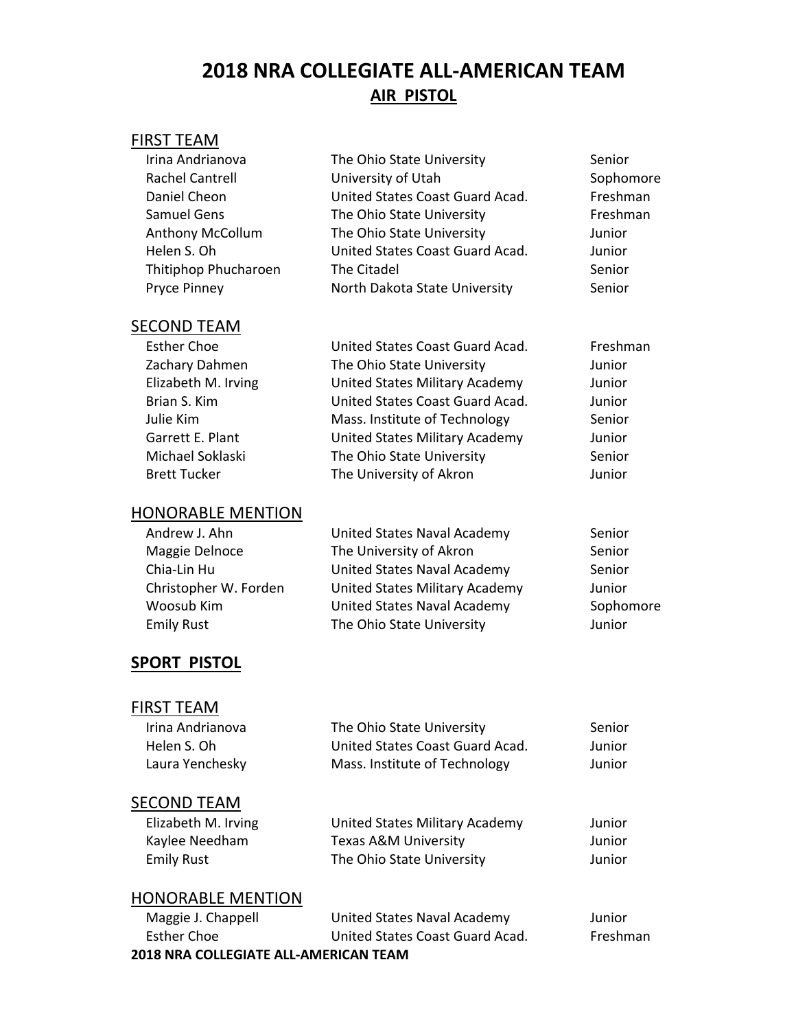# 2018 NRA COLLEGIATE ALL-AMERICAN TEAM

## AIR PISTOL

### FIRST TEAM

| | | |
|---|---|---|
| Irina Andrianova | The Ohio State University | Senior |
| Rachel Cantrell | University of Utah | Sophomore |
| Daniel Cheon | United States Coast Guard Acad. | Freshman |
| Samuel Gens | The Ohio State University | Freshman |
| Anthony McCollum | The Ohio State University | Junior |
| Helen S. Oh | United States Coast Guard Acad. | Junior |
| Thitiphop Phucharoen | The Citadel | Senior |
| Pryce Pinney | North Dakota State University | Senior |

### SECOND TEAM

| | | |
|---|---|---|
| Esther Choe | United States Coast Guard Acad. | Freshman |
| Zachary Dahmen | The Ohio State University | Junior |
| Elizabeth M. Irving | United States Military Academy | Junior |
| Brian S. Kim | United States Coast Guard Acad. | Junior |
| Julie Kim | Mass. Institute of Technology | Senior |
| Garrett E. Plant | United States Military Academy | Junior |
| Michael Soklaski | The Ohio State University | Senior |
| Brett Tucker | The University of Akron | Junior |

### HONORABLE MENTION

| | | |
|---|---|---|
| Andrew J. Ahn | United States Naval Academy | Senior |
| Maggie Delnoce | The University of Akron | Senior |
| Chia-Lin Hu | United States Naval Academy | Senior |
| Christopher W. Forden | United States Military Academy | Junior |
| Woosub Kim | United States Naval Academy | Sophomore |
| Emily Rust | The Ohio State University | Junior |

## SPORT PISTOL

### FIRST TEAM

| | | |
|---|---|---|
| Irina Andrianova | The Ohio State University | Senior |
| Helen S. Oh | United States Coast Guard Acad. | Junior |
| Laura Yenchesky | Mass. Institute of Technology | Junior |

### SECOND TEAM

| | | |
|---|---|---|
| Elizabeth M. Irving | United States Military Academy | Junior |
| Kaylee Needham | Texas A&M University | Junior |
| Emily Rust | The Ohio State University | Junior |

### HONORABLE MENTION

| | | |
|---|---|---|
| Maggie J. Chappell | United States Naval Academy | Junior |
| Esther Choe | United States Coast Guard Acad. | Freshman |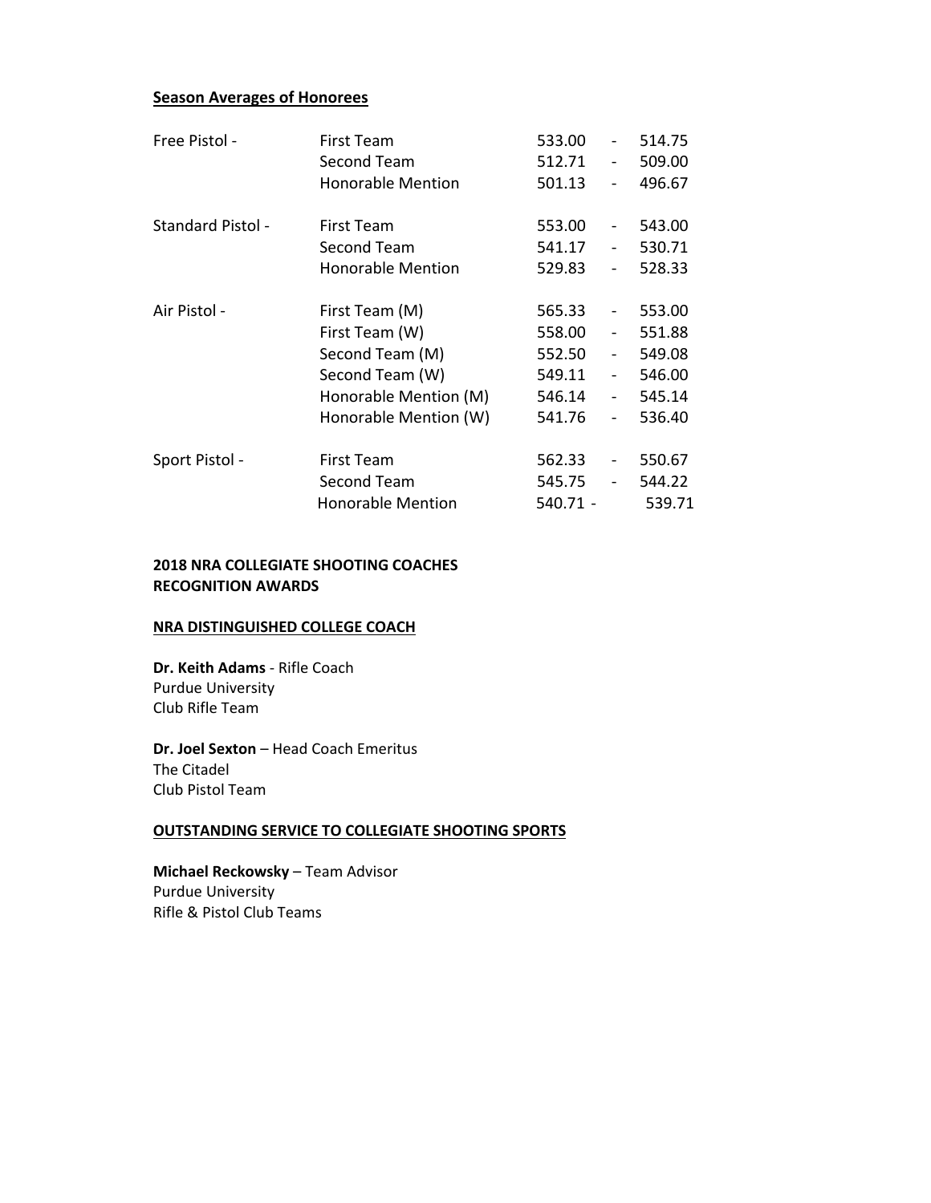## Season Averages of Honorees

| | | | | |
|---|---|---|---|---|
| Free Pistol - | First Team | 533.00 | - | 514.75 |
| | Second Team | 512.71 | - | 509.00 |
| | Honorable Mention | 501.13 | - | 496.67 |
| Standard Pistol - | First Team | 553.00 | - | 543.00 |
| | Second Team | 541.17 | - | 530.71 |
| | Honorable Mention | 529.83 | - | 528.33 |
| Air Pistol - | First Team (M) | 565.33 | - | 553.00 |
| | First Team (W) | 558.00 | - | 551.88 |
| | Second Team (M) | 552.50 | - | 549.08 |
| | Second Team (W) | 549.11 | - | 546.00 |
| | Honorable Mention (M) | 546.14 | - | 545.14 |
| | Honorable Mention (W) | 541.76 | - | 536.40 |
| Sport Pistol - | First Team | 562.33 | - | 550.67 |
| | Second Team | 545.75 | - | 544.22 |
| | Honorable Mention | 540.71 | - | 539.71 |

**2018 NRA COLLEGIATE SHOOTING COACHES RECOGNITION AWARDS**

### NRA DISTINGUISHED COLLEGE COACH

**Dr. Keith Adams** - Rifle Coach
Purdue University
Club Rifle Team

**Dr. Joel Sexton** – Head Coach Emeritus
The Citadel
Club Pistol Team

### OUTSTANDING SERVICE TO COLLEGIATE SHOOTING SPORTS

**Michael Reckowsky** – Team Advisor
Purdue University
Rifle & Pistol Club Teams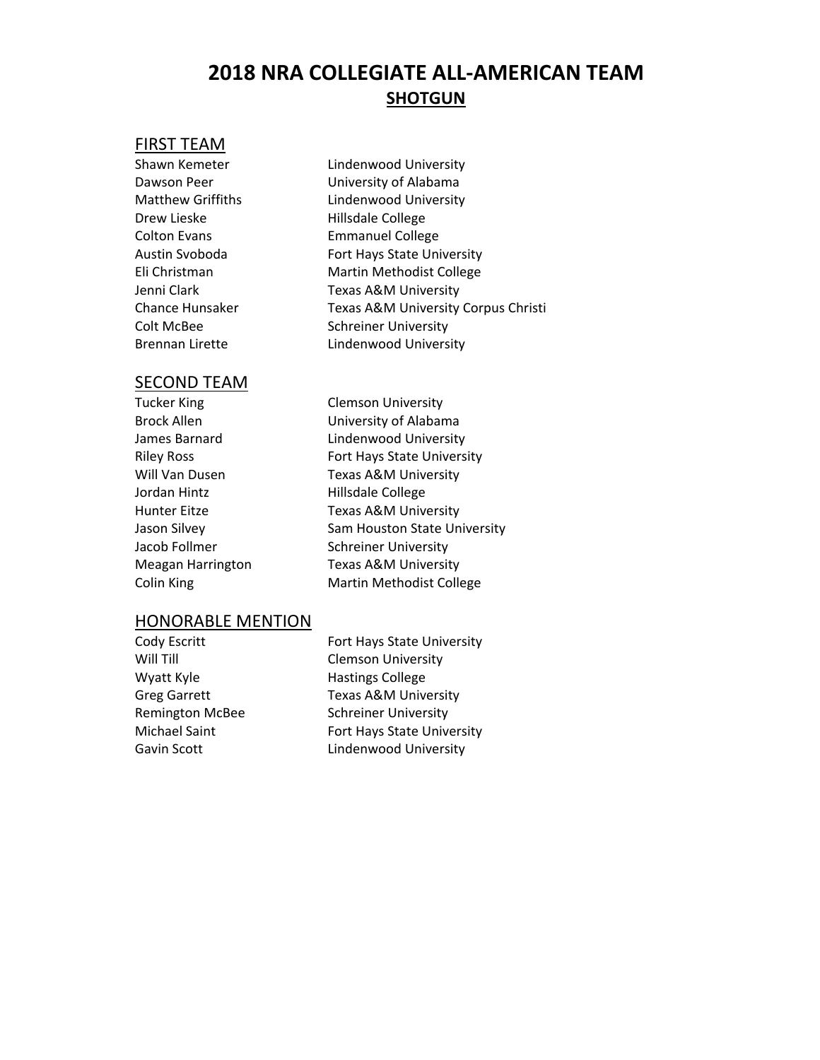# 2018 NRA COLLEGIATE ALL-AMERICAN TEAM

## SHOTGUN

### FIRST TEAM

| | |
|---|---|
| Shawn Kemeter | Lindenwood University |
| Dawson Peer | University of Alabama |
| Matthew Griffiths | Lindenwood University |
| Drew Lieske | Hillsdale College |
| Colton Evans | Emmanuel College |
| Austin Svoboda | Fort Hays State University |
| Eli Christman | Martin Methodist College |
| Jenni Clark | Texas A&M University |
| Chance Hunsaker | Texas A&M University Corpus Christi |
| Colt McBee | Schreiner University |
| Brennan Lirette | Lindenwood University |

### SECOND TEAM

| | |
|---|---|
| Tucker King | Clemson University |
| Brock Allen | University of Alabama |
| James Barnard | Lindenwood University |
| Riley Ross | Fort Hays State University |
| Will Van Dusen | Texas A&M University |
| Jordan Hintz | Hillsdale College |
| Hunter Eitze | Texas A&M University |
| Jason Silvey | Sam Houston State University |
| Jacob Follmer | Schreiner University |
| Meagan Harrington | Texas A&M University |
| Colin King | Martin Methodist College |

### HONORABLE MENTION

| | |
|---|---|
| Cody Escritt | Fort Hays State University |
| Will Till | Clemson University |
| Wyatt Kyle | Hastings College |
| Greg Garrett | Texas A&M University |
| Remington McBee | Schreiner University |
| Michael Saint | Fort Hays State University |
| Gavin Scott | Lindenwood University |